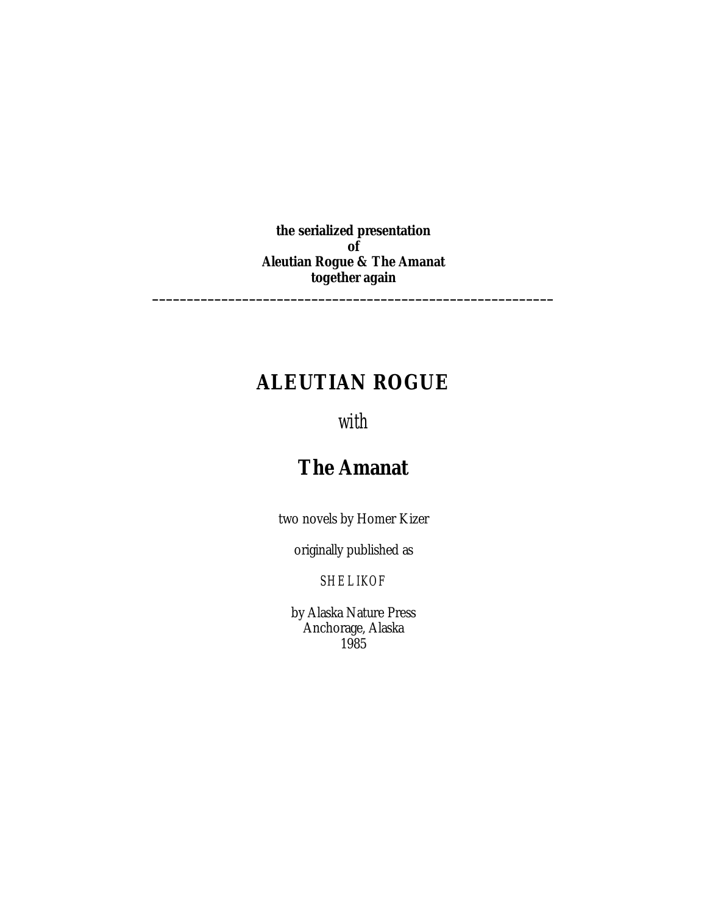**the serialized presentation**
**of**
**Aleutian Rogue & The Amanat**
**together again**

---

# ALEUTIAN ROGUE

*with*

## The Amanat

two novels by Homer Kizer

originally published as

SHELIKOF

by Alaska Nature Press
Anchorage, Alaska
1985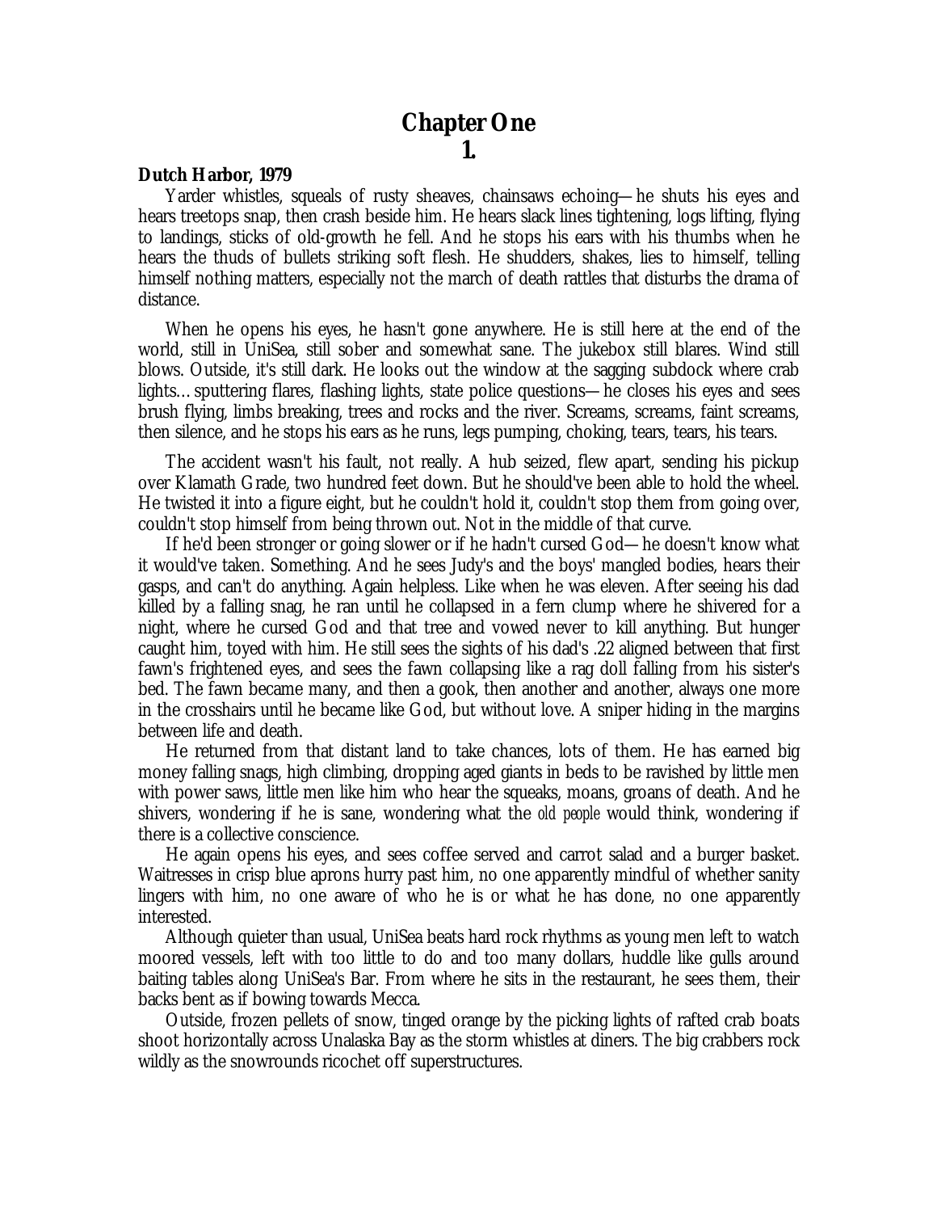# Chapter One

## 1.

**Dutch Harbor, 1979**

Yarder whistles, squeals of rusty sheaves, chainsaws echoing—he shuts his eyes and hears treetops snap, then crash beside him. He hears slack lines tightening, logs lifting, flying to landings, sticks of old-growth he fell. And he stops his ears with his thumbs when he hears the thuds of bullets striking soft flesh. He shudders, shakes, lies to himself, telling himself nothing matters, especially not the march of death rattles that disturbs the drama of distance.

When he opens his eyes, he hasn't gone anywhere. He is still here at the end of the world, still in UniSea, still sober and somewhat sane. The jukebox still blares. Wind still blows. Outside, it's still dark. He looks out the window at the sagging subdock where crab lights…sputtering flares, flashing lights, state police questions—he closes his eyes and sees brush flying, limbs breaking, trees and rocks and the river. Screams, screams, faint screams, then silence, and he stops his ears as he runs, legs pumping, choking, tears, tears, his tears.

The accident wasn't his fault, not really. A hub seized, flew apart, sending his pickup over Klamath Grade, two hundred feet down. But he should've been able to hold the wheel. He twisted it into a figure eight, but he couldn't hold it, couldn't stop them from going over, couldn't stop himself from being thrown out. Not in the middle of that curve.

If he'd been stronger or going slower or if he hadn't cursed God—he doesn't know what it would've taken. Something. And he sees Judy's and the boys' mangled bodies, hears their gasps, and can't do anything. Again helpless. Like when he was eleven. After seeing his dad killed by a falling snag, he ran until he collapsed in a fern clump where he shivered for a night, where he cursed God and that tree and vowed never to kill anything. But hunger caught him, toyed with him. He still sees the sights of his dad's .22 aligned between that first fawn's frightened eyes, and sees the fawn collapsing like a rag doll falling from his sister's bed. The fawn became many, and then a gook, then another and another, always one more in the crosshairs until he became like God, but without love. A sniper hiding in the margins between life and death.

He returned from that distant land to take chances, lots of them. He has earned big money falling snags, high climbing, dropping aged giants in beds to be ravished by little men with power saws, little men like him who hear the squeaks, moans, groans of death. And he shivers, wondering if he is sane, wondering what the *old people* would think, wondering if there is a collective conscience.

He again opens his eyes, and sees coffee served and carrot salad and a burger basket. Waitresses in crisp blue aprons hurry past him, no one apparently mindful of whether sanity lingers with him, no one aware of who he is or what he has done, no one apparently interested.

Although quieter than usual, UniSea beats hard rock rhythms as young men left to watch moored vessels, left with too little to do and too many dollars, huddle like gulls around baiting tables along UniSea's Bar. From where he sits in the restaurant, he sees them, their backs bent as if bowing towards Mecca.

Outside, frozen pellets of snow, tinged orange by the picking lights of rafted crab boats shoot horizontally across Unalaska Bay as the storm whistles at diners. The big crabbers rock wildly as the snowrounds ricochet off superstructures.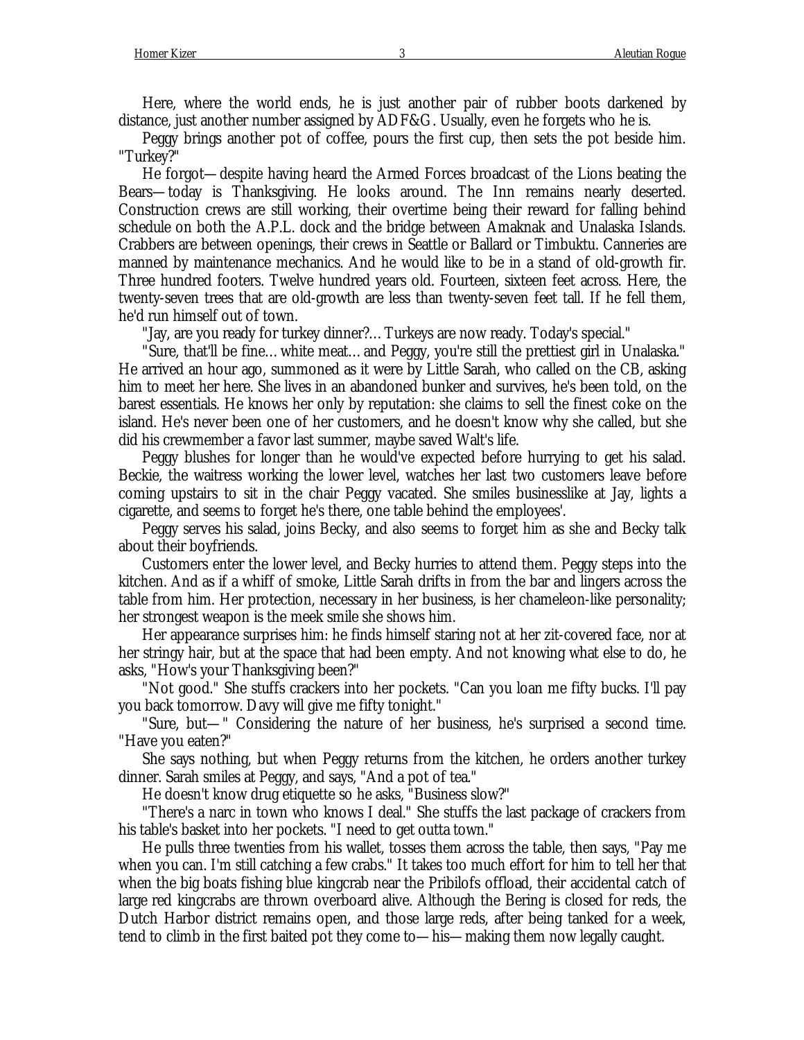Here, where the world ends, he is just another pair of rubber boots darkened by distance, just another number assigned by ADF&G. Usually, even he forgets who he is.

Peggy brings another pot of coffee, pours the first cup, then sets the pot beside him. "Turkey?"

He forgot—despite having heard the Armed Forces broadcast of the Lions beating the Bears—today is Thanksgiving. He looks around. The Inn remains nearly deserted. Construction crews are still working, their overtime being their reward for falling behind schedule on both the A.P.L. dock and the bridge between Amaknak and Unalaska Islands. Crabbers are between openings, their crews in Seattle or Ballard or Timbuktu. Canneries are manned by maintenance mechanics. And he would like to be in a stand of old-growth fir. Three hundred footers. Twelve hundred years old. Fourteen, sixteen feet across. Here, the twenty-seven trees that are old-growth are less than twenty-seven feet tall. If he fell them, he'd run himself out of town.

"Jay, are you ready for turkey dinner?... Turkeys are now ready. Today's special."

"Sure, that'll be fine... white meat... and Peggy, you're still the prettiest girl in Unalaska." He arrived an hour ago, summoned as it were by Little Sarah, who called on the CB, asking him to meet her here. She lives in an abandoned bunker and survives, he's been told, on the barest essentials. He knows her only by reputation: she claims to sell the finest coke on the island. He's never been one of her customers, and he doesn't know why she called, but she did his crewmember a favor last summer, maybe saved Walt's life.

Peggy blushes for longer than he would've expected before hurrying to get his salad. Beckie, the waitress working the lower level, watches her last two customers leave before coming upstairs to sit in the chair Peggy vacated. She smiles businesslike at Jay, lights a cigarette, and seems to forget he's there, one table behind the employees'.

Peggy serves his salad, joins Becky, and also seems to forget him as she and Becky talk about their boyfriends.

Customers enter the lower level, and Becky hurries to attend them. Peggy steps into the kitchen. And as if a whiff of smoke, Little Sarah drifts in from the bar and lingers across the table from him. Her protection, necessary in her business, is her chameleon-like personality; her strongest weapon is the meek smile she shows him.

Her appearance surprises him: he finds himself staring not at her zit-covered face, nor at her stringy hair, but at the space that had been empty. And not knowing what else to do, he asks, "How's your Thanksgiving been?"

"Not good." She stuffs crackers into her pockets. "Can you loan me fifty bucks. I'll pay you back tomorrow. Davy will give me fifty tonight."

"Sure, but— " Considering the nature of her business, he's surprised a second time. "Have you eaten?"

She says nothing, but when Peggy returns from the kitchen, he orders another turkey dinner. Sarah smiles at Peggy, and says, "And a pot of tea."

He doesn't know drug etiquette so he asks, "Business slow?"

"There's a narc in town who knows I deal." She stuffs the last package of crackers from his table's basket into her pockets. "I need to get outta town."

He pulls three twenties from his wallet, tosses them across the table, then says, "Pay me when you can. I'm still catching a few crabs." It takes too much effort for him to tell her that when the big boats fishing blue kingcrab near the Pribilofs offload, their accidental catch of large red kingcrabs are thrown overboard alive. Although the Bering is closed for reds, the Dutch Harbor district remains open, and those large reds, after being tanked for a week, tend to climb in the first baited pot they come to—his—making them now legally caught.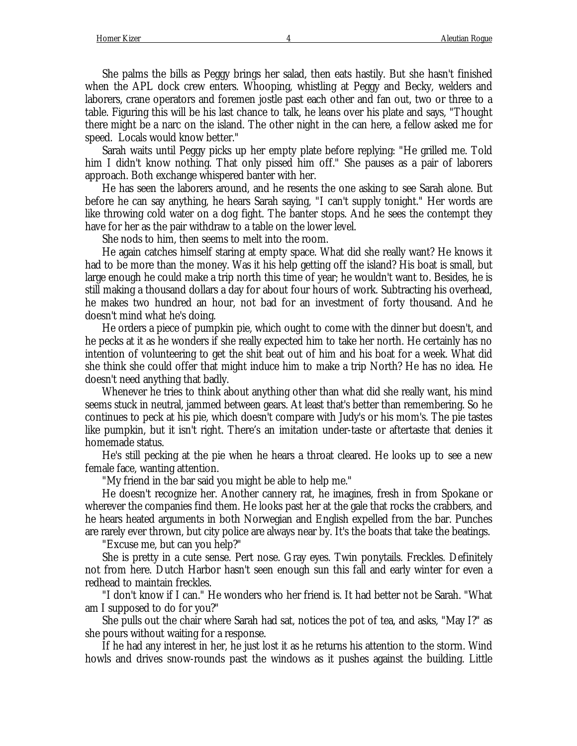She palms the bills as Peggy brings her salad, then eats hastily. But she hasn't finished when the APL dock crew enters. Whooping, whistling at Peggy and Becky, welders and laborers, crane operators and foremen jostle past each other and fan out, two or three to a table. Figuring this will be his last chance to talk, he leans over his plate and says, "Thought there might be a narc on the island. The other night in the can here, a fellow asked me for speed. Locals would know better."

Sarah waits until Peggy picks up her empty plate before replying: "He grilled me. Told him I didn't know nothing. That only pissed him off." She pauses as a pair of laborers approach. Both exchange whispered banter with her.

He has seen the laborers around, and he resents the one asking to see Sarah alone. But before he can say anything, he hears Sarah saying, "I can't supply tonight." Her words are like throwing cold water on a dog fight. The banter stops. And he sees the contempt they have for her as the pair withdraw to a table on the lower level.

She nods to him, then seems to melt into the room.

He again catches himself staring at empty space. What did she really want? He knows it had to be more than the money. Was it his help getting off the island? His boat is small, but large enough he could make a trip north this time of year; he wouldn't want to. Besides, he is still making a thousand dollars a day for about four hours of work. Subtracting his overhead, he makes two hundred an hour, not bad for an investment of forty thousand. And he doesn't mind what he's doing.

He orders a piece of pumpkin pie, which ought to come with the dinner but doesn't, and he pecks at it as he wonders if she really expected him to take her north. He certainly has no intention of volunteering to get the shit beat out of him and his boat for a week. What did she think she could offer that might induce him to make a trip North? He has no idea. He doesn't need anything that badly.

Whenever he tries to think about anything other than what did she really want, his mind seems stuck in neutral, jammed between gears. At least that's better than remembering. So he continues to peck at his pie, which doesn't compare with Judy's or his mom's. The pie tastes like pumpkin, but it isn't right. There's an imitation under-taste or aftertaste that denies it homemade status.

He's still pecking at the pie when he hears a throat cleared. He looks up to see a new female face, wanting attention.

"My friend in the bar said you might be able to help me."

He doesn't recognize her. Another cannery rat, he imagines, fresh in from Spokane or wherever the companies find them. He looks past her at the gale that rocks the crabbers, and he hears heated arguments in both Norwegian and English expelled from the bar. Punches are rarely ever thrown, but city police are always near by. It's the boats that take the beatings.

"Excuse me, but can you help?"

She is pretty in a cute sense. Pert nose. Gray eyes. Twin ponytails. Freckles. Definitely not from here. Dutch Harbor hasn't seen enough sun this fall and early winter for even a redhead to maintain freckles.

"I don't know if I can." He wonders who her friend is. It had better not be Sarah. "What am I supposed to do for you?"

She pulls out the chair where Sarah had sat, notices the pot of tea, and asks, "May I?" as she pours without waiting for a response.

If he had any interest in her, he just lost it as he returns his attention to the storm. Wind howls and drives snow-rounds past the windows as it pushes against the building. Little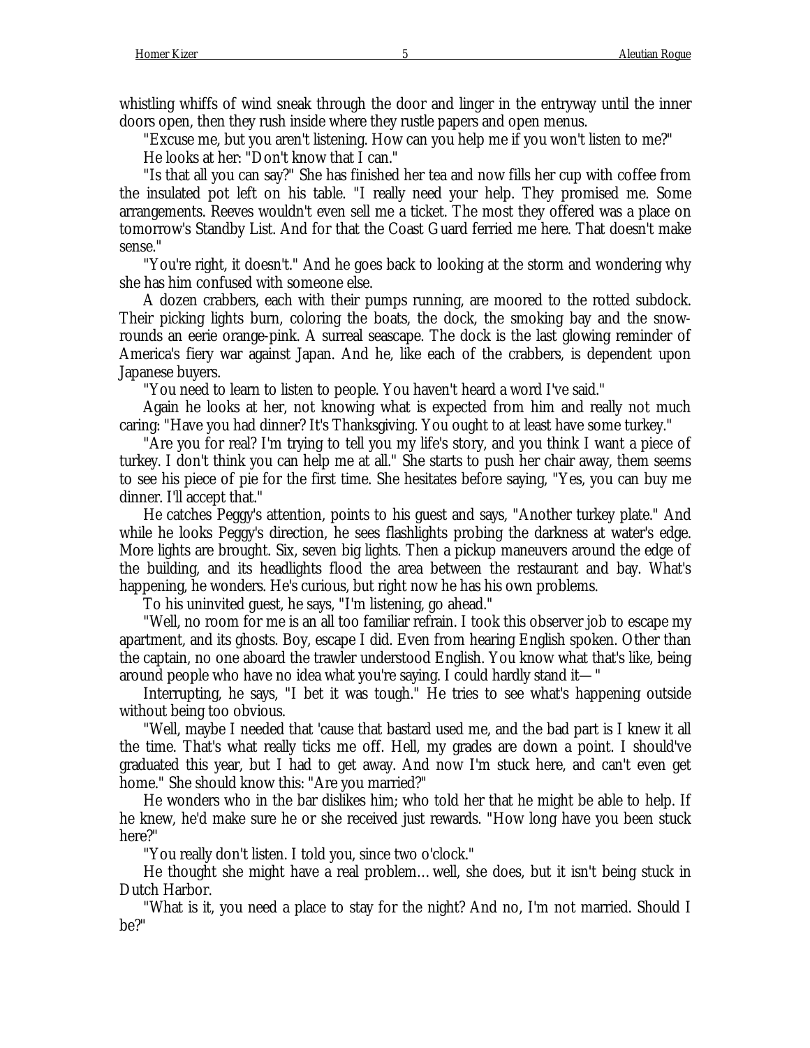whistling whiffs of wind sneak through the door and linger in the entryway until the inner doors open, then they rush inside where they rustle papers and open menus.

"Excuse me, but you aren't listening. How can you help me if you won't listen to me?"

He looks at her: "Don't know that I can."

"Is that all you can say?" She has finished her tea and now fills her cup with coffee from the insulated pot left on his table. "I really need your help. They promised me. Some arrangements. Reeves wouldn't even sell me a ticket. The most they offered was a place on tomorrow's Standby List. And for that the Coast Guard ferried me here. That doesn't make sense."

"You're right, it doesn't." And he goes back to looking at the storm and wondering why she has him confused with someone else.

A dozen crabbers, each with their pumps running, are moored to the rotted subdock. Their picking lights burn, coloring the boats, the dock, the smoking bay and the snow-rounds an eerie orange-pink. A surreal seascape. The dock is the last glowing reminder of America's fiery war against Japan. And he, like each of the crabbers, is dependent upon Japanese buyers.

"You need to learn to listen to people. You haven't heard a word I've said."

Again he looks at her, not knowing what is expected from him and really not much caring: "Have you had dinner? It's Thanksgiving. You ought to at least have some turkey."

"Are you for real? I'm trying to tell you my life's story, and you think I want a piece of turkey. I don't think you can help me at all." She starts to push her chair away, them seems to see his piece of pie for the first time. She hesitates before saying, "Yes, you can buy me dinner. I'll accept that."

He catches Peggy's attention, points to his guest and says, "Another turkey plate." And while he looks Peggy's direction, he sees flashlights probing the darkness at water's edge. More lights are brought. Six, seven big lights. Then a pickup maneuvers around the edge of the building, and its headlights flood the area between the restaurant and bay. What's happening, he wonders. He's curious, but right now he has his own problems.

To his uninvited guest, he says, "I'm listening, go ahead."

"Well, no room for me is an all too familiar refrain. I took this observer job to escape my apartment, and its ghosts. Boy, escape I did. Even from hearing English spoken. Other than the captain, no one aboard the trawler understood English. You know what that's like, being around people who have no idea what you're saying. I could hardly stand it— "

Interrupting, he says, "I bet it was tough." He tries to see what's happening outside without being too obvious.

"Well, maybe I needed that 'cause that bastard used me, and the bad part is I knew it all the time. That's what really ticks me off. Hell, my grades are down a point. I should've graduated this year, but I had to get away. And now I'm stuck here, and can't even get home." She should know this: "Are you married?"

He wonders who in the bar dislikes him; who told her that he might be able to help. If he knew, he'd make sure he or she received just rewards. "How long have you been stuck here?"

"You really don't listen. I told you, since two o'clock."

He thought she might have a real problem… well, she does, but it isn't being stuck in Dutch Harbor.

"What is it, you need a place to stay for the night? And no, I'm not married. Should I be?"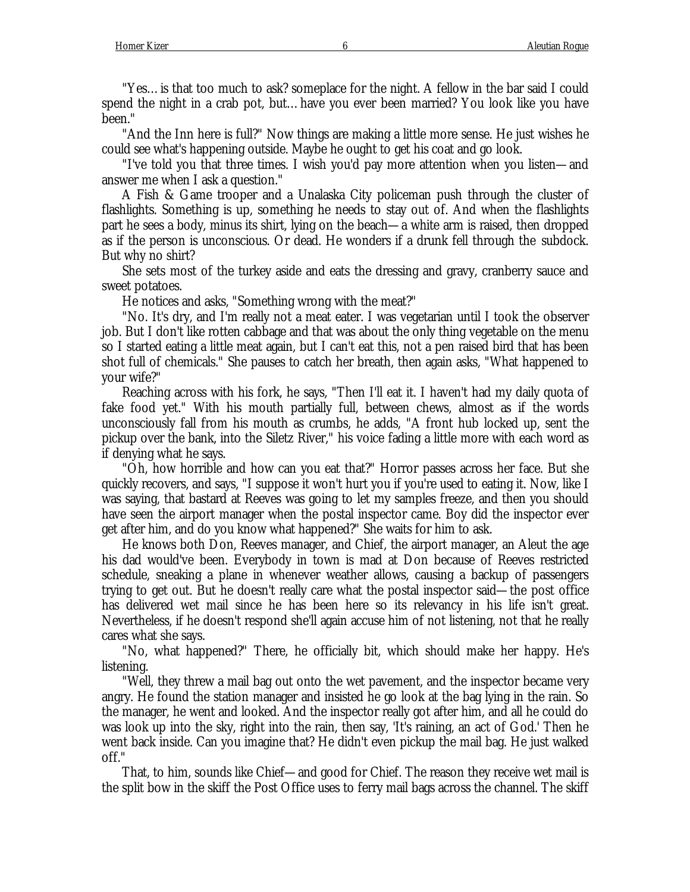"Yes… is that too much to ask? someplace for the night. A fellow in the bar said I could spend the night in a crab pot, but… have you ever been married? You look like you have been."

"And the Inn here is full?" Now things are making a little more sense. He just wishes he could see what's happening outside. Maybe he ought to get his coat and go look.

"I've told you that three times. I wish you'd pay more attention when you listen—and answer me when I ask a question."

A Fish & Game trooper and a Unalaska City policeman push through the cluster of flashlights. Something is up, something he needs to stay out of. And when the flashlights part he sees a body, minus its shirt, lying on the beach—a white arm is raised, then dropped as if the person is unconscious. Or dead. He wonders if a drunk fell through the subdock. But why no shirt?

She sets most of the turkey aside and eats the dressing and gravy, cranberry sauce and sweet potatoes.

He notices and asks, "Something wrong with the meat?"

"No. It's dry, and I'm really not a meat eater. I was vegetarian until I took the observer job. But I don't like rotten cabbage and that was about the only thing vegetable on the menu so I started eating a little meat again, but I can't eat this, not a pen raised bird that has been shot full of chemicals." She pauses to catch her breath, then again asks, "What happened to your wife?"

Reaching across with his fork, he says, "Then I'll eat it. I haven't had my daily quota of fake food yet." With his mouth partially full, between chews, almost as if the words unconsciously fall from his mouth as crumbs, he adds, "A front hub locked up, sent the pickup over the bank, into the Siletz River," his voice fading a little more with each word as if denying what he says.

"Oh, how horrible and how can you eat that?" Horror passes across her face. But she quickly recovers, and says, "I suppose it won't hurt you if you're used to eating it. Now, like I was saying, that bastard at Reeves was going to let my samples freeze, and then you should have seen the airport manager when the postal inspector came. Boy did the inspector ever get after him, and do you know what happened?" She waits for him to ask.

He knows both Don, Reeves manager, and Chief, the airport manager, an Aleut the age his dad would've been. Everybody in town is mad at Don because of Reeves restricted schedule, sneaking a plane in whenever weather allows, causing a backup of passengers trying to get out. But he doesn't really care what the postal inspector said—the post office has delivered wet mail since he has been here so its relevancy in his life isn't great. Nevertheless, if he doesn't respond she'll again accuse him of not listening, not that he really cares what she says.

"No, what happened?" There, he officially bit, which should make her happy. He's listening.

"Well, they threw a mail bag out onto the wet pavement, and the inspector became very angry. He found the station manager and insisted he go look at the bag lying in the rain. So the manager, he went and looked. And the inspector really got after him, and all he could do was look up into the sky, right into the rain, then say, 'It's raining, an act of God.' Then he went back inside. Can you imagine that? He didn't even pickup the mail bag. He just walked off."

That, to him, sounds like Chief—and good for Chief. The reason they receive wet mail is the split bow in the skiff the Post Office uses to ferry mail bags across the channel. The skiff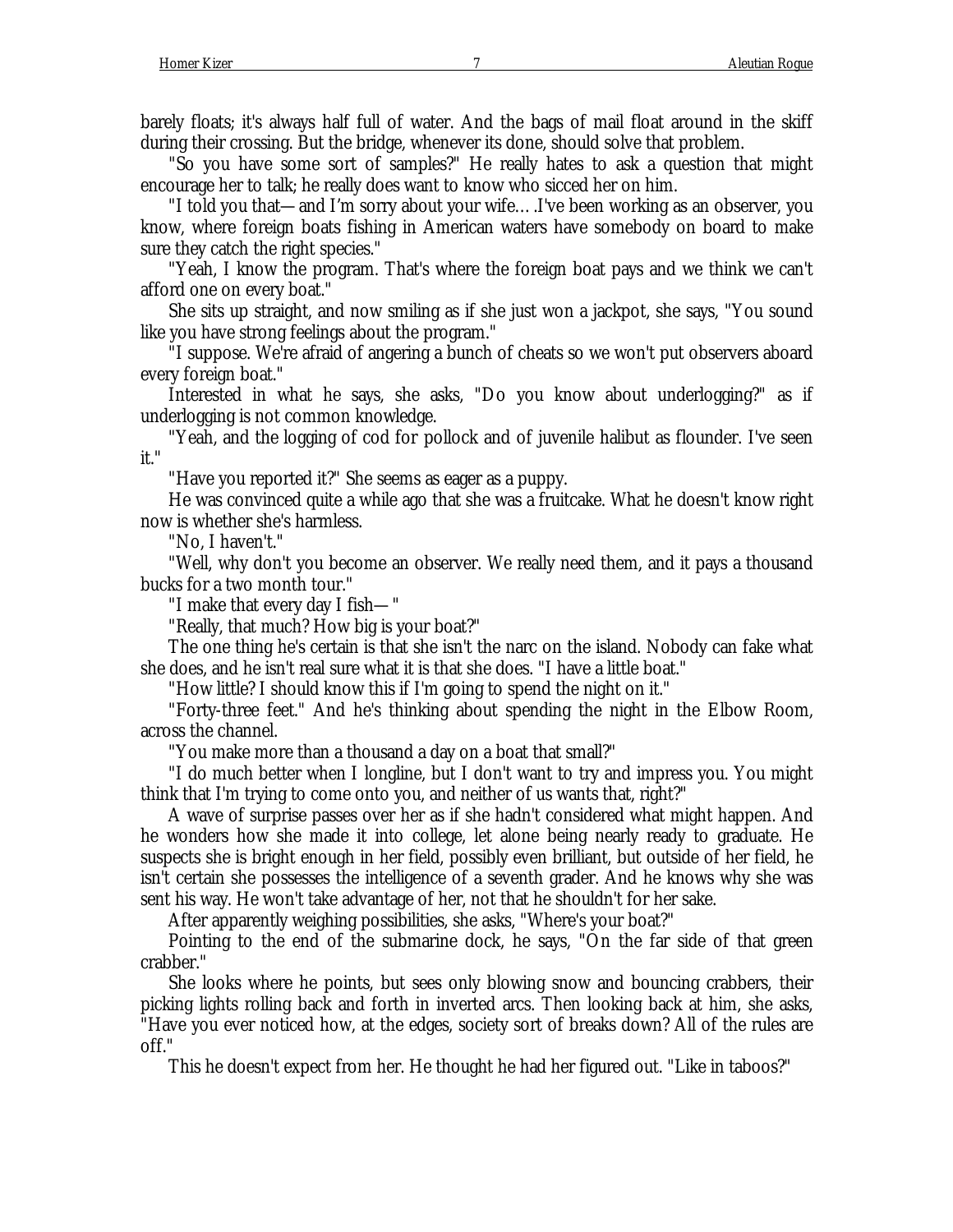barely floats; it's always half full of water. And the bags of mail float around in the skiff during their crossing. But the bridge, whenever its done, should solve that problem.

"So you have some sort of samples?" He really hates to ask a question that might encourage her to talk; he really does want to know who sicced her on him.

"I told you that—and I'm sorry about your wife….I've been working as an observer, you know, where foreign boats fishing in American waters have somebody on board to make sure they catch the right species."

"Yeah, I know the program. That's where the foreign boat pays and we think we can't afford one on every boat."

She sits up straight, and now smiling as if she just won a jackpot, she says, "You sound like you have strong feelings about the program."

"I suppose. We're afraid of angering a bunch of cheats so we won't put observers aboard every foreign boat."

Interested in what he says, she asks, "Do you know about underlogging?" as if underlogging is not common knowledge.

"Yeah, and the logging of cod for pollock and of juvenile halibut as flounder. I've seen it."

"Have you reported it?" She seems as eager as a puppy.

He was convinced quite a while ago that she was a fruitcake. What he doesn't know right now is whether she's harmless.

"No, I haven't."

"Well, why don't you become an observer. We really need them, and it pays a thousand bucks for a two month tour."

"I make that every day I fish—"

"Really, that much? How big is your boat?"

The one thing he's certain is that she isn't the narc on the island. Nobody can fake what she does, and he isn't real sure what it is that she does. "I have a little boat."

"How little? I should know this if I'm going to spend the night on it."

"Forty-three feet." And he's thinking about spending the night in the Elbow Room, across the channel.

"You make more than a thousand a day on a boat that small?"

"I do much better when I longline, but I don't want to try and impress you. You might think that I'm trying to come onto you, and neither of us wants that, right?"

A wave of surprise passes over her as if she hadn't considered what might happen. And he wonders how she made it into college, let alone being nearly ready to graduate. He suspects she is bright enough in her field, possibly even brilliant, but outside of her field, he isn't certain she possesses the intelligence of a seventh grader. And he knows why she was sent his way. He won't take advantage of her, not that he shouldn't for her sake.

After apparently weighing possibilities, she asks, "Where's your boat?"

Pointing to the end of the submarine dock, he says, "On the far side of that green crabber."

She looks where he points, but sees only blowing snow and bouncing crabbers, their picking lights rolling back and forth in inverted arcs. Then looking back at him, she asks, "Have you ever noticed how, at the edges, society sort of breaks down? All of the rules are off."

This he doesn't expect from her. He thought he had her figured out. "Like in taboos?"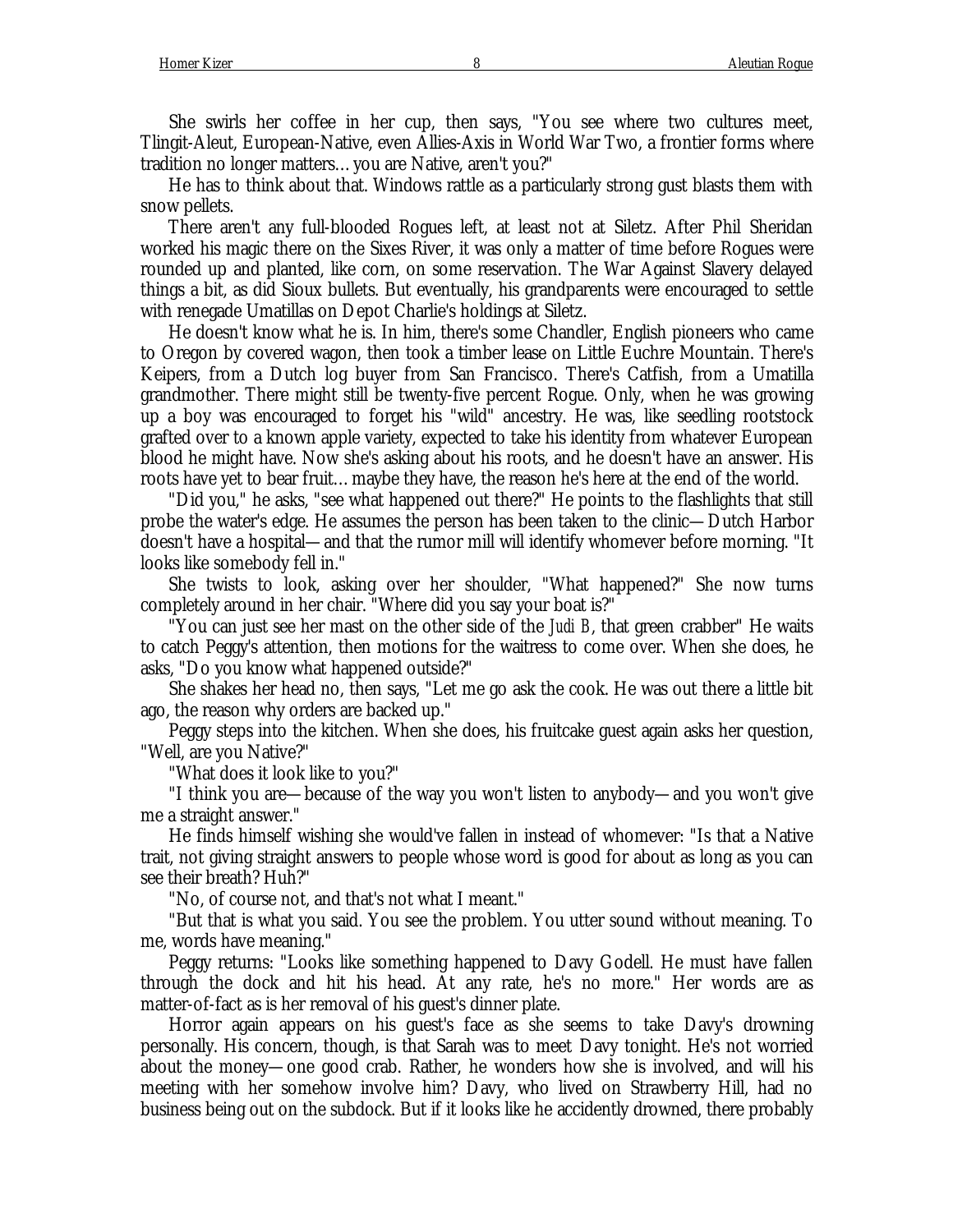She swirls her coffee in her cup, then says, "You see where two cultures meet, Tlingit-Aleut, European-Native, even Allies-Axis in World War Two, a frontier forms where tradition no longer matters… you are Native, aren't you?"

He has to think about that. Windows rattle as a particularly strong gust blasts them with snow pellets.

There aren't any full-blooded Rogues left, at least not at Siletz. After Phil Sheridan worked his magic there on the Sixes River, it was only a matter of time before Rogues were rounded up and planted, like corn, on some reservation. The War Against Slavery delayed things a bit, as did Sioux bullets. But eventually, his grandparents were encouraged to settle with renegade Umatillas on Depot Charlie's holdings at Siletz.

He doesn't know what he is. In him, there's some Chandler, English pioneers who came to Oregon by covered wagon, then took a timber lease on Little Euchre Mountain. There's Keipers, from a Dutch log buyer from San Francisco. There's Catfish, from a Umatilla grandmother. There might still be twenty-five percent Rogue. Only, when he was growing up a boy was encouraged to forget his "wild" ancestry. He was, like seedling rootstock grafted over to a known apple variety, expected to take his identity from whatever European blood he might have. Now she's asking about his roots, and he doesn't have an answer. His roots have yet to bear fruit… maybe they have, the reason he's here at the end of the world.

"Did you," he asks, "see what happened out there?" He points to the flashlights that still probe the water's edge. He assumes the person has been taken to the clinic—Dutch Harbor doesn't have a hospital—and that the rumor mill will identify whomever before morning. "It looks like somebody fell in."

She twists to look, asking over her shoulder, "What happened?" She now turns completely around in her chair. "Where did you say your boat is?"

"You can just see her mast on the other side of the *Judi B*, that green crabber" He waits to catch Peggy's attention, then motions for the waitress to come over. When she does, he asks, "Do you know what happened outside?"

She shakes her head no, then says, "Let me go ask the cook. He was out there a little bit ago, the reason why orders are backed up."

Peggy steps into the kitchen. When she does, his fruitcake guest again asks her question, "Well, are you Native?"

"What does it look like to you?"

"I think you are—because of the way you won't listen to anybody—and you won't give me a straight answer."

He finds himself wishing she would've fallen in instead of whomever: "Is that a Native trait, not giving straight answers to people whose word is good for about as long as you can see their breath? Huh?"

"No, of course not, and that's not what I meant."

"But that is what you said. You see the problem. You utter sound without meaning. To me, words have meaning."

Peggy returns: "Looks like something happened to Davy Godell. He must have fallen through the dock and hit his head. At any rate, he's no more." Her words are as matter-of-fact as is her removal of his guest's dinner plate.

Horror again appears on his guest's face as she seems to take Davy's drowning personally. His concern, though, is that Sarah was to meet Davy tonight. He's not worried about the money—one good crab. Rather, he wonders how she is involved, and will his meeting with her somehow involve him? Davy, who lived on Strawberry Hill, had no business being out on the subdock. But if it looks like he accidently drowned, there probably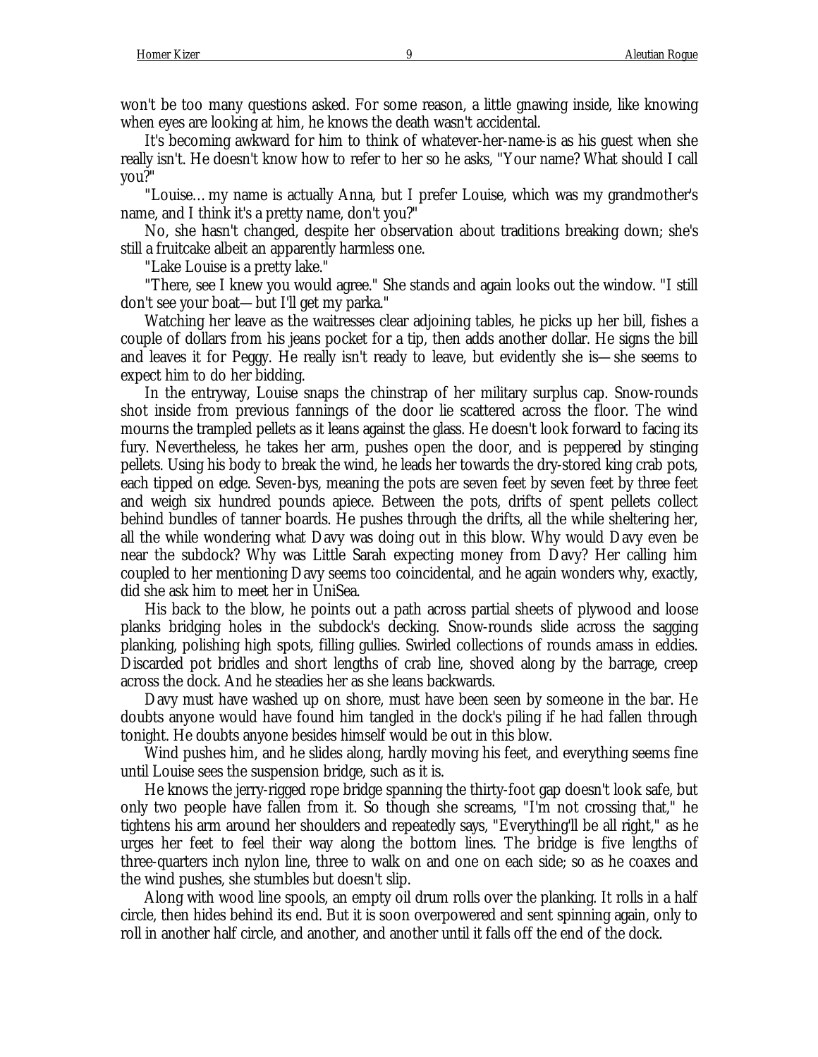won't be too many questions asked. For some reason, a little gnawing inside, like knowing when eyes are looking at him, he knows the death wasn't accidental.

It's becoming awkward for him to think of whatever-her-name-is as his guest when she really isn't. He doesn't know how to refer to her so he asks, "Your name? What should I call you?"

"Louise… my name is actually Anna, but I prefer Louise, which was my grandmother's name, and I think it's a pretty name, don't you?"

No, she hasn't changed, despite her observation about traditions breaking down; she's still a fruitcake albeit an apparently harmless one.

"Lake Louise is a pretty lake."

"There, see I knew you would agree." She stands and again looks out the window. "I still don't see your boat—but I'll get my parka."

Watching her leave as the waitresses clear adjoining tables, he picks up her bill, fishes a couple of dollars from his jeans pocket for a tip, then adds another dollar. He signs the bill and leaves it for Peggy. He really isn't ready to leave, but evidently she is—she seems to expect him to do her bidding.

In the entryway, Louise snaps the chinstrap of her military surplus cap. Snow-rounds shot inside from previous fannings of the door lie scattered across the floor. The wind mourns the trampled pellets as it leans against the glass. He doesn't look forward to facing its fury. Nevertheless, he takes her arm, pushes open the door, and is peppered by stinging pellets. Using his body to break the wind, he leads her towards the dry-stored king crab pots, each tipped on edge. Seven-bys, meaning the pots are seven feet by seven feet by three feet and weigh six hundred pounds apiece. Between the pots, drifts of spent pellets collect behind bundles of tanner boards. He pushes through the drifts, all the while sheltering her, all the while wondering what Davy was doing out in this blow. Why would Davy even be near the subdock? Why was Little Sarah expecting money from Davy? Her calling him coupled to her mentioning Davy seems too coincidental, and he again wonders why, exactly, did she ask him to meet her in UniSea.

His back to the blow, he points out a path across partial sheets of plywood and loose planks bridging holes in the subdock's decking. Snow-rounds slide across the sagging planking, polishing high spots, filling gullies. Swirled collections of rounds amass in eddies. Discarded pot bridles and short lengths of crab line, shoved along by the barrage, creep across the dock. And he steadies her as she leans backwards.

Davy must have washed up on shore, must have been seen by someone in the bar. He doubts anyone would have found him tangled in the dock's piling if he had fallen through tonight. He doubts anyone besides himself would be out in this blow.

Wind pushes him, and he slides along, hardly moving his feet, and everything seems fine until Louise sees the suspension bridge, such as it is.

He knows the jerry-rigged rope bridge spanning the thirty-foot gap doesn't look safe, but only two people have fallen from it. So though she screams, "I'm not crossing that," he tightens his arm around her shoulders and repeatedly says, "Everything'll be all right," as he urges her feet to feel their way along the bottom lines. The bridge is five lengths of three-quarters inch nylon line, three to walk on and one on each side; so as he coaxes and the wind pushes, she stumbles but doesn't slip.

Along with wood line spools, an empty oil drum rolls over the planking. It rolls in a half circle, then hides behind its end. But it is soon overpowered and sent spinning again, only to roll in another half circle, and another, and another until it falls off the end of the dock.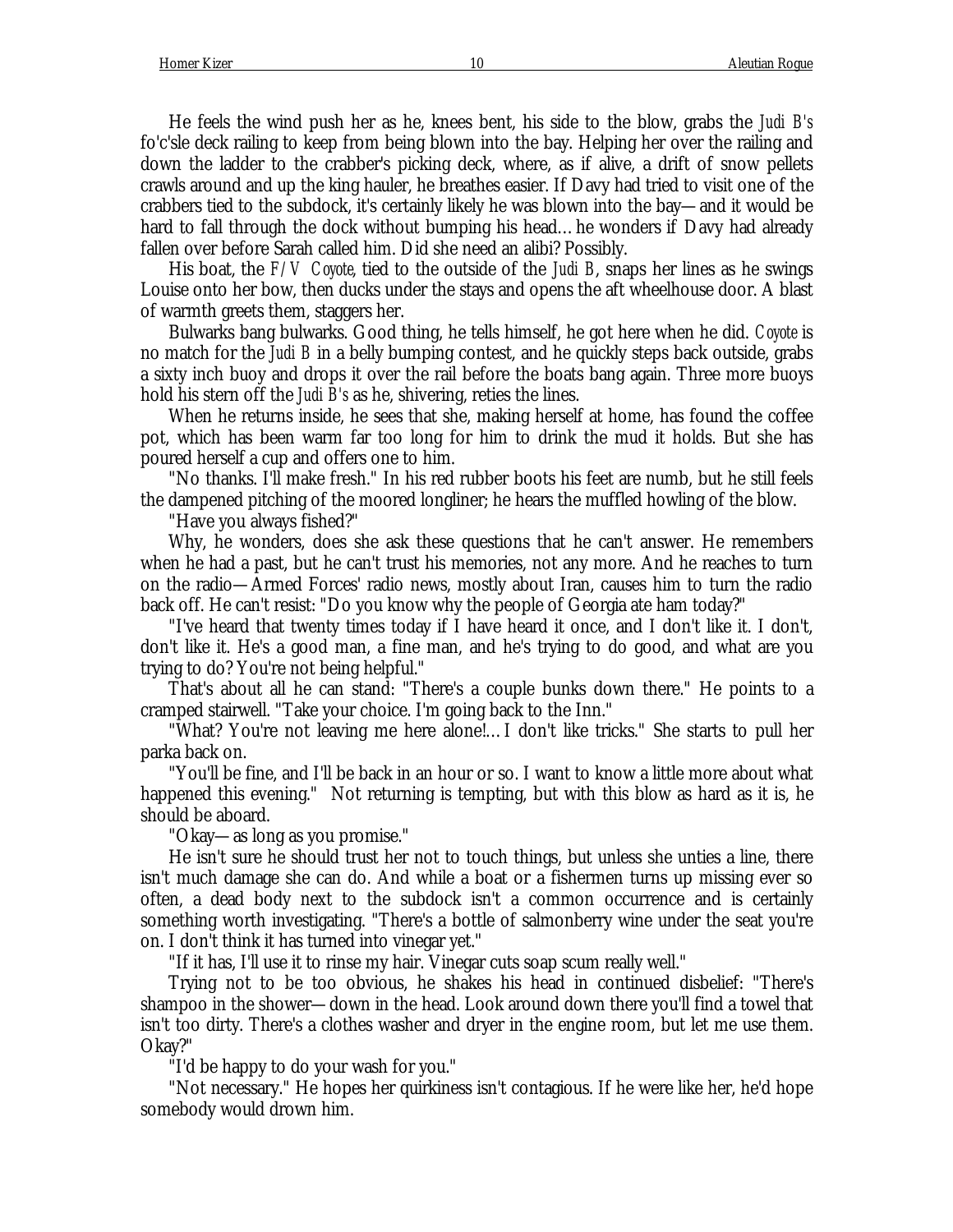He feels the wind push her as he, knees bent, his side to the blow, grabs the *Judi B's* fo'c'sle deck railing to keep from being blown into the bay. Helping her over the railing and down the ladder to the crabber's picking deck, where, as if alive, a drift of snow pellets crawls around and up the king hauler, he breathes easier. If Davy had tried to visit one of the crabbers tied to the subdock, it's certainly likely he was blown into the bay—and it would be hard to fall through the dock without bumping his head… he wonders if Davy had already fallen over before Sarah called him. Did she need an alibi? Possibly.

His boat, the *F/V Coyote*, tied to the outside of the *Judi B*, snaps her lines as he swings Louise onto her bow, then ducks under the stays and opens the aft wheelhouse door. A blast of warmth greets them, staggers her.

Bulwarks bang bulwarks. Good thing, he tells himself, he got here when he did. *Coyote* is no match for the *Judi B* in a belly bumping contest, and he quickly steps back outside, grabs a sixty inch buoy and drops it over the rail before the boats bang again. Three more buoys hold his stern off the *Judi B's* as he, shivering, reties the lines.

When he returns inside, he sees that she, making herself at home, has found the coffee pot, which has been warm far too long for him to drink the mud it holds. But she has poured herself a cup and offers one to him.

"No thanks. I'll make fresh." In his red rubber boots his feet are numb, but he still feels the dampened pitching of the moored longliner; he hears the muffled howling of the blow.

"Have you always fished?"

Why, he wonders, does she ask these questions that he can't answer. He remembers when he had a past, but he can't trust his memories, not any more. And he reaches to turn on the radio—Armed Forces' radio news, mostly about Iran, causes him to turn the radio back off. He can't resist: "Do you know why the people of Georgia ate ham today?"

"I've heard that twenty times today if I have heard it once, and I don't like it. I don't, don't like it. He's a good man, a fine man, and he's trying to do good, and what are you trying to do? You're not being helpful."

That's about all he can stand: "There's a couple bunks down there." He points to a cramped stairwell. "Take your choice. I'm going back to the Inn."

"What? You're not leaving me here alone!… I don't like tricks." She starts to pull her parka back on.

"You'll be fine, and I'll be back in an hour or so. I want to know a little more about what happened this evening." Not returning is tempting, but with this blow as hard as it is, he should be aboard.

"Okay—as long as you promise."

He isn't sure he should trust her not to touch things, but unless she unties a line, there isn't much damage she can do. And while a boat or a fishermen turns up missing ever so often, a dead body next to the subdock isn't a common occurrence and is certainly something worth investigating. "There's a bottle of salmonberry wine under the seat you're on. I don't think it has turned into vinegar yet."

"If it has, I'll use it to rinse my hair. Vinegar cuts soap scum really well."

Trying not to be too obvious, he shakes his head in continued disbelief: "There's shampoo in the shower—down in the head. Look around down there you'll find a towel that isn't too dirty. There's a clothes washer and dryer in the engine room, but let me use them. Okay?"

"I'd be happy to do your wash for you."

"Not necessary." He hopes her quirkiness isn't contagious. If he were like her, he'd hope somebody would drown him.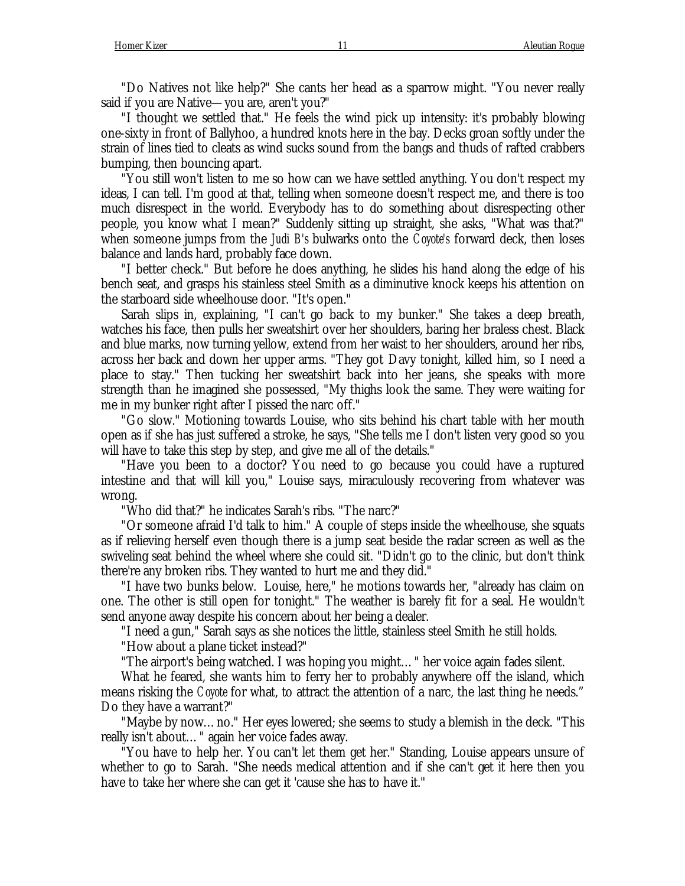"Do Natives not like help?" She cants her head as a sparrow might. "You never really said if you are Native— you are, aren't you?"

"I thought we settled that." He feels the wind pick up intensity: it's probably blowing one-sixty in front of Ballyhoo, a hundred knots here in the bay. Decks groan softly under the strain of lines tied to cleats as wind sucks sound from the bangs and thuds of rafted crabbers bumping, then bouncing apart.

"You still won't listen to me so how can we have settled anything. You don't respect my ideas, I can tell. I'm good at that, telling when someone doesn't respect me, and there is too much disrespect in the world. Everybody has to do something about disrespecting other people, you know what I mean?" Suddenly sitting up straight, she asks, "What was that?" when someone jumps from the *Judi B's* bulwarks onto the *Coyote's* forward deck, then loses balance and lands hard, probably face down.

"I better check." But before he does anything, he slides his hand along the edge of his bench seat, and grasps his stainless steel Smith as a diminutive knock keeps his attention on the starboard side wheelhouse door. "It's open."

Sarah slips in, explaining, "I can't go back to my bunker." She takes a deep breath, watches his face, then pulls her sweatshirt over her shoulders, baring her braless chest. Black and blue marks, now turning yellow, extend from her waist to her shoulders, around her ribs, across her back and down her upper arms. "They got Davy tonight, killed him, so I need a place to stay." Then tucking her sweatshirt back into her jeans, she speaks with more strength than he imagined she possessed, "My thighs look the same. They were waiting for me in my bunker right after I pissed the narc off."

"Go slow." Motioning towards Louise, who sits behind his chart table with her mouth open as if she has just suffered a stroke, he says, "She tells me I don't listen very good so you will have to take this step by step, and give me all of the details."

"Have you been to a doctor? You need to go because you could have a ruptured intestine and that will kill you," Louise says, miraculously recovering from whatever was wrong.

"Who did that?" he indicates Sarah's ribs. "The narc?"

"Or someone afraid I'd talk to him." A couple of steps inside the wheelhouse, she squats as if relieving herself even though there is a jump seat beside the radar screen as well as the swiveling seat behind the wheel where she could sit. "Didn't go to the clinic, but don't think there're any broken ribs. They wanted to hurt me and they did."

"I have two bunks below. Louise, here," he motions towards her, "already has claim on one. The other is still open for tonight." The weather is barely fit for a seal. He wouldn't send anyone away despite his concern about her being a dealer.

"I need a gun," Sarah says as she notices the little, stainless steel Smith he still holds.

"How about a plane ticket instead?"

"The airport's being watched. I was hoping you might… " her voice again fades silent.

What he feared, she wants him to ferry her to probably anywhere off the island, which means risking the *Coyote* for what, to attract the attention of a narc, the last thing he needs." Do they have a warrant?"

"Maybe by now… no." Her eyes lowered; she seems to study a blemish in the deck. "This really isn't about… " again her voice fades away.

"You have to help her. You can't let them get her." Standing, Louise appears unsure of whether to go to Sarah. "She needs medical attention and if she can't get it here then you have to take her where she can get it 'cause she has to have it."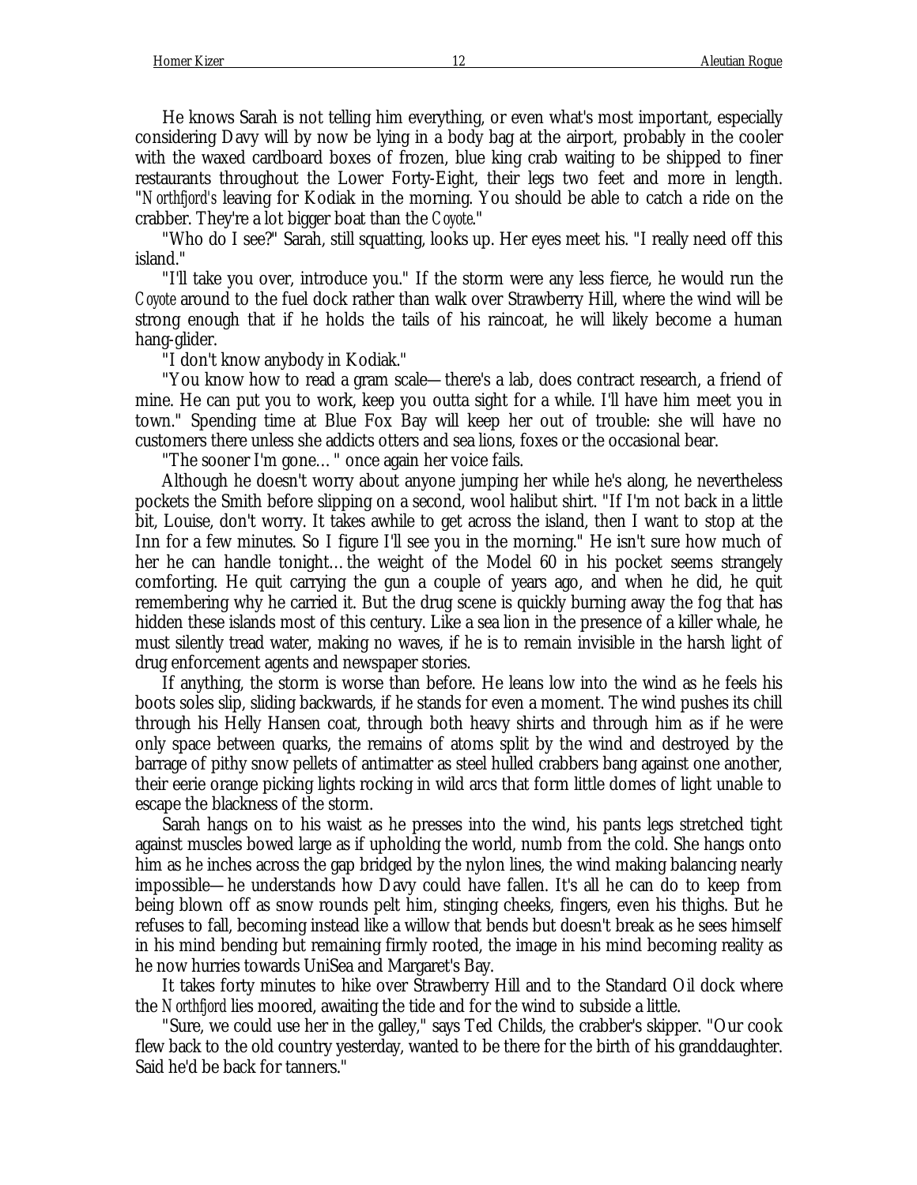He knows Sarah is not telling him everything, or even what's most important, especially considering Davy will by now be lying in a body bag at the airport, probably in the cooler with the waxed cardboard boxes of frozen, blue king crab waiting to be shipped to finer restaurants throughout the Lower Forty-Eight, their legs two feet and more in length. "*Northfjord's* leaving for Kodiak in the morning. You should be able to catch a ride on the crabber. They're a lot bigger boat than the *Coyote*."

"Who do I see?" Sarah, still squatting, looks up. Her eyes meet his. "I really need off this island."

"I'll take you over, introduce you." If the storm were any less fierce, he would run the *Coyote* around to the fuel dock rather than walk over Strawberry Hill, where the wind will be strong enough that if he holds the tails of his raincoat, he will likely become a human hang-glider.

"I don't know anybody in Kodiak."

"You know how to read a gram scale—there's a lab, does contract research, a friend of mine. He can put you to work, keep you outta sight for a while. I'll have him meet you in town." Spending time at Blue Fox Bay will keep her out of trouble: she will have no customers there unless she addicts otters and sea lions, foxes or the occasional bear.

"The sooner I'm gone… " once again her voice fails.

Although he doesn't worry about anyone jumping her while he's along, he nevertheless pockets the Smith before slipping on a second, wool halibut shirt. "If I'm not back in a little bit, Louise, don't worry. It takes awhile to get across the island, then I want to stop at the Inn for a few minutes. So I figure I'll see you in the morning." He isn't sure how much of her he can handle tonight…the weight of the Model 60 in his pocket seems strangely comforting. He quit carrying the gun a couple of years ago, and when he did, he quit remembering why he carried it. But the drug scene is quickly burning away the fog that has hidden these islands most of this century. Like a sea lion in the presence of a killer whale, he must silently tread water, making no waves, if he is to remain invisible in the harsh light of drug enforcement agents and newspaper stories.

If anything, the storm is worse than before. He leans low into the wind as he feels his boots soles slip, sliding backwards, if he stands for even a moment. The wind pushes its chill through his Helly Hansen coat, through both heavy shirts and through him as if he were only space between quarks, the remains of atoms split by the wind and destroyed by the barrage of pithy snow pellets of antimatter as steel hulled crabbers bang against one another, their eerie orange picking lights rocking in wild arcs that form little domes of light unable to escape the blackness of the storm.

Sarah hangs on to his waist as he presses into the wind, his pants legs stretched tight against muscles bowed large as if upholding the world, numb from the cold. She hangs onto him as he inches across the gap bridged by the nylon lines, the wind making balancing nearly impossible—he understands how Davy could have fallen. It's all he can do to keep from being blown off as snow rounds pelt him, stinging cheeks, fingers, even his thighs. But he refuses to fall, becoming instead like a willow that bends but doesn't break as he sees himself in his mind bending but remaining firmly rooted, the image in his mind becoming reality as he now hurries towards UniSea and Margaret's Bay.

It takes forty minutes to hike over Strawberry Hill and to the Standard Oil dock where the *Northfjord* lies moored, awaiting the tide and for the wind to subside a little.

"Sure, we could use her in the galley," says Ted Childs, the crabber's skipper. "Our cook flew back to the old country yesterday, wanted to be there for the birth of his granddaughter. Said he'd be back for tanners."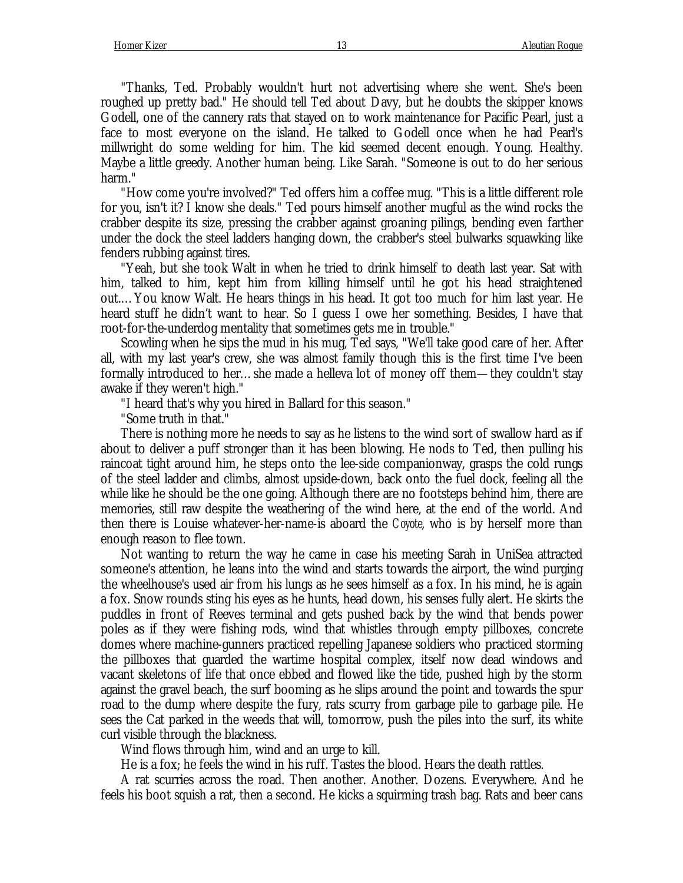"Thanks, Ted. Probably wouldn't hurt not advertising where she went. She's been roughed up pretty bad." He should tell Ted about Davy, but he doubts the skipper knows Godell, one of the cannery rats that stayed on to work maintenance for Pacific Pearl, just a face to most everyone on the island. He talked to Godell once when he had Pearl's millwright do some welding for him. The kid seemed decent enough. Young. Healthy. Maybe a little greedy. Another human being. Like Sarah. "Someone is out to do her serious harm."

"How come you're involved?" Ted offers him a coffee mug. "This is a little different role for you, isn't it? I know she deals." Ted pours himself another mugful as the wind rocks the crabber despite its size, pressing the crabber against groaning pilings, bending even farther under the dock the steel ladders hanging down, the crabber's steel bulwarks squawking like fenders rubbing against tires.

"Yeah, but she took Walt in when he tried to drink himself to death last year. Sat with him, talked to him, kept him from killing himself until he got his head straightened out.... You know Walt. He hears things in his head. It got too much for him last year. He heard stuff he didn't want to hear. So I guess I owe her something. Besides, I have that root-for-the-underdog mentality that sometimes gets me in trouble."

Scowling when he sips the mud in his mug, Ted says, "We'll take good care of her. After all, with my last year's crew, she was almost family though this is the first time I've been formally introduced to her... she made a helleva lot of money off them—they couldn't stay awake if they weren't high."

"I heard that's why you hired in Ballard for this season."

"Some truth in that."

There is nothing more he needs to say as he listens to the wind sort of swallow hard as if about to deliver a puff stronger than it has been blowing. He nods to Ted, then pulling his raincoat tight around him, he steps onto the lee-side companionway, grasps the cold rungs of the steel ladder and climbs, almost upside-down, back onto the fuel dock, feeling all the while like he should be the one going. Although there are no footsteps behind him, there are memories, still raw despite the weathering of the wind here, at the end of the world. And then there is Louise whatever-her-name-is aboard the *Coyote*, who is by herself more than enough reason to flee town.

Not wanting to return the way he came in case his meeting Sarah in UniSea attracted someone's attention, he leans into the wind and starts towards the airport, the wind purging the wheelhouse's used air from his lungs as he sees himself as a fox. In his mind, he is again a fox. Snow rounds sting his eyes as he hunts, head down, his senses fully alert. He skirts the puddles in front of Reeves terminal and gets pushed back by the wind that bends power poles as if they were fishing rods, wind that whistles through empty pillboxes, concrete domes where machine-gunners practiced repelling Japanese soldiers who practiced storming the pillboxes that guarded the wartime hospital complex, itself now dead windows and vacant skeletons of life that once ebbed and flowed like the tide, pushed high by the storm against the gravel beach, the surf booming as he slips around the point and towards the spur road to the dump where despite the fury, rats scurry from garbage pile to garbage pile. He sees the Cat parked in the weeds that will, tomorrow, push the piles into the surf, its white curl visible through the blackness.

Wind flows through him, wind and an urge to kill.

He is a fox; he feels the wind in his ruff. Tastes the blood. Hears the death rattles.

A rat scurries across the road. Then another. Another. Dozens. Everywhere. And he feels his boot squish a rat, then a second. He kicks a squirming trash bag. Rats and beer cans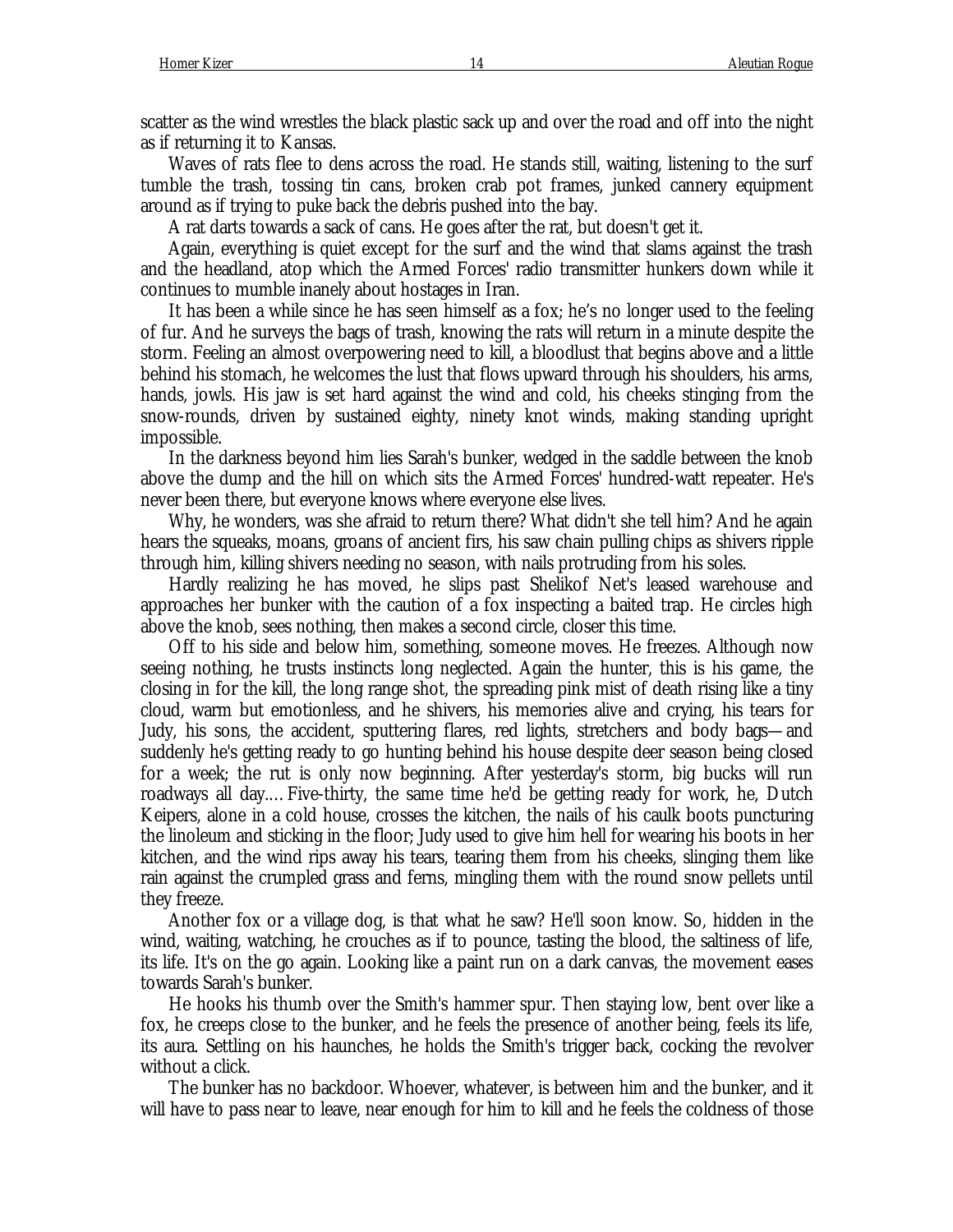scatter as the wind wrestles the black plastic sack up and over the road and off into the night as if returning it to Kansas.

Waves of rats flee to dens across the road. He stands still, waiting, listening to the surf tumble the trash, tossing tin cans, broken crab pot frames, junked cannery equipment around as if trying to puke back the debris pushed into the bay.

A rat darts towards a sack of cans. He goes after the rat, but doesn't get it.

Again, everything is quiet except for the surf and the wind that slams against the trash and the headland, atop which the Armed Forces' radio transmitter hunkers down while it continues to mumble inanely about hostages in Iran.

It has been a while since he has seen himself as a fox; he's no longer used to the feeling of fur. And he surveys the bags of trash, knowing the rats will return in a minute despite the storm. Feeling an almost overpowering need to kill, a bloodlust that begins above and a little behind his stomach, he welcomes the lust that flows upward through his shoulders, his arms, hands, jowls. His jaw is set hard against the wind and cold, his cheeks stinging from the snow-rounds, driven by sustained eighty, ninety knot winds, making standing upright impossible.

In the darkness beyond him lies Sarah's bunker, wedged in the saddle between the knob above the dump and the hill on which sits the Armed Forces' hundred-watt repeater. He's never been there, but everyone knows where everyone else lives.

Why, he wonders, was she afraid to return there? What didn't she tell him? And he again hears the squeaks, moans, groans of ancient firs, his saw chain pulling chips as shivers ripple through him, killing shivers needing no season, with nails protruding from his soles.

Hardly realizing he has moved, he slips past Shelikof Net's leased warehouse and approaches her bunker with the caution of a fox inspecting a baited trap. He circles high above the knob, sees nothing, then makes a second circle, closer this time.

Off to his side and below him, something, someone moves. He freezes. Although now seeing nothing, he trusts instincts long neglected. Again the hunter, this is his game, the closing in for the kill, the long range shot, the spreading pink mist of death rising like a tiny cloud, warm but emotionless, and he shivers, his memories alive and crying, his tears for Judy, his sons, the accident, sputtering flares, red lights, stretchers and body bags—and suddenly he's getting ready to go hunting behind his house despite deer season being closed for a week; the rut is only now beginning. After yesterday's storm, big bucks will run roadways all day.... Five-thirty, the same time he'd be getting ready for work, he, Dutch Keipers, alone in a cold house, crosses the kitchen, the nails of his caulk boots puncturing the linoleum and sticking in the floor; Judy used to give him hell for wearing his boots in her kitchen, and the wind rips away his tears, tearing them from his cheeks, slinging them like rain against the crumpled grass and ferns, mingling them with the round snow pellets until they freeze.

Another fox or a village dog, is that what he saw? He'll soon know. So, hidden in the wind, waiting, watching, he crouches as if to pounce, tasting the blood, the saltiness of life, its life. It's on the go again. Looking like a paint run on a dark canvas, the movement eases towards Sarah's bunker.

He hooks his thumb over the Smith's hammer spur. Then staying low, bent over like a fox, he creeps close to the bunker, and he feels the presence of another being, feels its life, its aura. Settling on his haunches, he holds the Smith's trigger back, cocking the revolver without a click.

The bunker has no backdoor. Whoever, whatever, is between him and the bunker, and it will have to pass near to leave, near enough for him to kill and he feels the coldness of those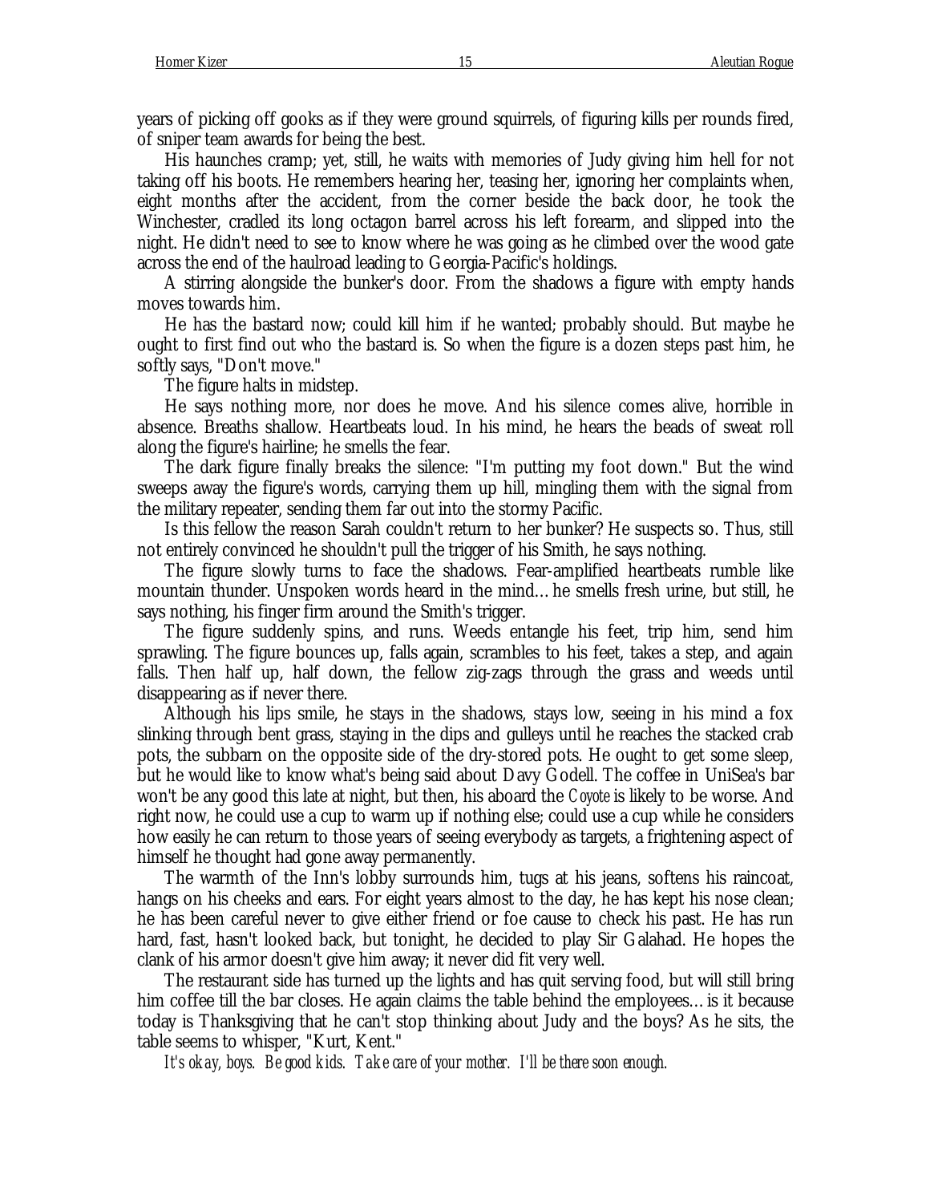years of picking off gooks as if they were ground squirrels, of figuring kills per rounds fired, of sniper team awards for being the best.

His haunches cramp; yet, still, he waits with memories of Judy giving him hell for not taking off his boots. He remembers hearing her, teasing her, ignoring her complaints when, eight months after the accident, from the corner beside the back door, he took the Winchester, cradled its long octagon barrel across his left forearm, and slipped into the night. He didn't need to see to know where he was going as he climbed over the wood gate across the end of the haulroad leading to Georgia-Pacific's holdings.

A stirring alongside the bunker's door. From the shadows a figure with empty hands moves towards him.

He has the bastard now; could kill him if he wanted; probably should. But maybe he ought to first find out who the bastard is. So when the figure is a dozen steps past him, he softly says, "Don't move."

The figure halts in midstep.

He says nothing more, nor does he move. And his silence comes alive, horrible in absence. Breaths shallow. Heartbeats loud. In his mind, he hears the beads of sweat roll along the figure's hairline; he smells the fear.

The dark figure finally breaks the silence: "I'm putting my foot down." But the wind sweeps away the figure's words, carrying them up hill, mingling them with the signal from the military repeater, sending them far out into the stormy Pacific.

Is this fellow the reason Sarah couldn't return to her bunker? He suspects so. Thus, still not entirely convinced he shouldn't pull the trigger of his Smith, he says nothing.

The figure slowly turns to face the shadows. Fear-amplified heartbeats rumble like mountain thunder. Unspoken words heard in the mind… he smells fresh urine, but still, he says nothing, his finger firm around the Smith's trigger.

The figure suddenly spins, and runs. Weeds entangle his feet, trip him, send him sprawling. The figure bounces up, falls again, scrambles to his feet, takes a step, and again falls. Then half up, half down, the fellow zig-zags through the grass and weeds until disappearing as if never there.

Although his lips smile, he stays in the shadows, stays low, seeing in his mind a fox slinking through bent grass, staying in the dips and gulleys until he reaches the stacked crab pots, the subbarn on the opposite side of the dry-stored pots. He ought to get some sleep, but he would like to know what's being said about Davy Godell. The coffee in UniSea's bar won't be any good this late at night, but then, his aboard the *Coyote* is likely to be worse. And right now, he could use a cup to warm up if nothing else; could use a cup while he considers how easily he can return to those years of seeing everybody as targets, a frightening aspect of himself he thought had gone away permanently.

The warmth of the Inn's lobby surrounds him, tugs at his jeans, softens his raincoat, hangs on his cheeks and ears. For eight years almost to the day, he has kept his nose clean; he has been careful never to give either friend or foe cause to check his past. He has run hard, fast, hasn't looked back, but tonight, he decided to play Sir Galahad. He hopes the clank of his armor doesn't give him away; it never did fit very well.

The restaurant side has turned up the lights and has quit serving food, but will still bring him coffee till the bar closes. He again claims the table behind the employees… is it because today is Thanksgiving that he can't stop thinking about Judy and the boys? As he sits, the table seems to whisper, "Kurt, Kent."

*It's okay, boys. Be good kids. Take care of your mother. I'll be there soon enough.*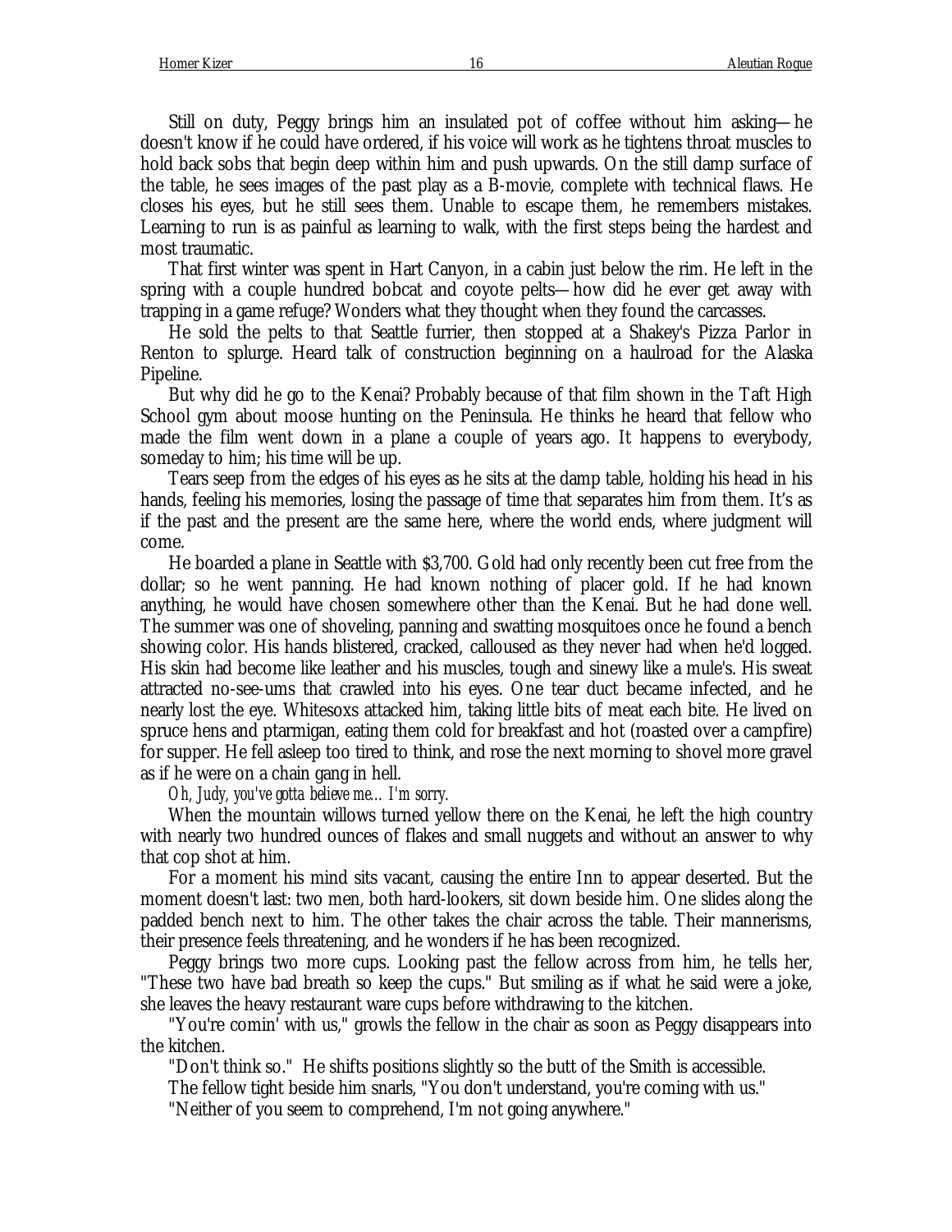Still on duty, Peggy brings him an insulated pot of coffee without him asking—he doesn't know if he could have ordered, if his voice will work as he tightens throat muscles to hold back sobs that begin deep within him and push upwards. On the still damp surface of the table, he sees images of the past play as a B-movie, complete with technical flaws. He closes his eyes, but he still sees them. Unable to escape them, he remembers mistakes. Learning to run is as painful as learning to walk, with the first steps being the hardest and most traumatic.

That first winter was spent in Hart Canyon, in a cabin just below the rim. He left in the spring with a couple hundred bobcat and coyote pelts—how did he ever get away with trapping in a game refuge? Wonders what they thought when they found the carcasses.

He sold the pelts to that Seattle furrier, then stopped at a Shakey's Pizza Parlor in Renton to splurge. Heard talk of construction beginning on a haulroad for the Alaska Pipeline.

But why did he go to the Kenai? Probably because of that film shown in the Taft High School gym about moose hunting on the Peninsula. He thinks he heard that fellow who made the film went down in a plane a couple of years ago. It happens to everybody, someday to him; his time will be up.

Tears seep from the edges of his eyes as he sits at the damp table, holding his head in his hands, feeling his memories, losing the passage of time that separates him from them. It's as if the past and the present are the same here, where the world ends, where judgment will come.

He boarded a plane in Seattle with $3,700. Gold had only recently been cut free from the dollar; so he went panning. He had known nothing of placer gold. If he had known anything, he would have chosen somewhere other than the Kenai. But he had done well. The summer was one of shoveling, panning and swatting mosquitoes once he found a bench showing color. His hands blistered, cracked, calloused as they never had when he'd logged. His skin had become like leather and his muscles, tough and sinewy like a mule's. His sweat attracted no-see-ums that crawled into his eyes. One tear duct became infected, and he nearly lost the eye. Whitesoxs attacked him, taking little bits of meat each bite. He lived on spruce hens and ptarmigan, eating them cold for breakfast and hot (roasted over a campfire) for supper. He fell asleep too tired to think, and rose the next morning to shovel more gravel as if he were on a chain gang in hell.

*Oh, Judy, you've gotta believe me... I'm sorry.*

When the mountain willows turned yellow there on the Kenai, he left the high country with nearly two hundred ounces of flakes and small nuggets and without an answer to why that cop shot at him.

For a moment his mind sits vacant, causing the entire Inn to appear deserted. But the moment doesn't last: two men, both hard-lookers, sit down beside him. One slides along the padded bench next to him. The other takes the chair across the table. Their mannerisms, their presence feels threatening, and he wonders if he has been recognized.

Peggy brings two more cups. Looking past the fellow across from him, he tells her, "These two have bad breath so keep the cups." But smiling as if what he said were a joke, she leaves the heavy restaurant ware cups before withdrawing to the kitchen.

"You're comin' with us," growls the fellow in the chair as soon as Peggy disappears into the kitchen.

"Don't think so." He shifts positions slightly so the butt of the Smith is accessible.

The fellow tight beside him snarls, "You don't understand, you're coming with us."

"Neither of you seem to comprehend, I'm not going anywhere."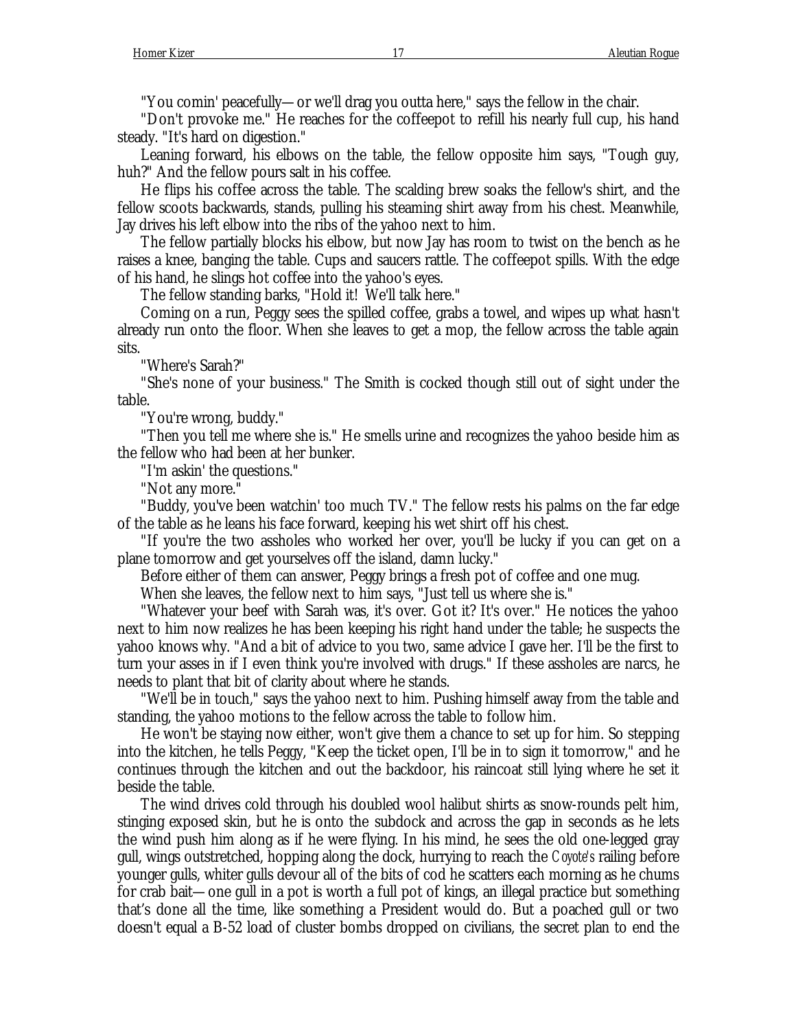"You comin' peacefully—or we'll drag you outta here," says the fellow in the chair.

"Don't provoke me." He reaches for the coffeepot to refill his nearly full cup, his hand steady. "It's hard on digestion."

Leaning forward, his elbows on the table, the fellow opposite him says, "Tough guy, huh?" And the fellow pours salt in his coffee.

He flips his coffee across the table. The scalding brew soaks the fellow's shirt, and the fellow scoots backwards, stands, pulling his steaming shirt away from his chest. Meanwhile, Jay drives his left elbow into the ribs of the yahoo next to him.

The fellow partially blocks his elbow, but now Jay has room to twist on the bench as he raises a knee, banging the table. Cups and saucers rattle. The coffeepot spills. With the edge of his hand, he slings hot coffee into the yahoo's eyes.

The fellow standing barks, "Hold it! We'll talk here."

Coming on a run, Peggy sees the spilled coffee, grabs a towel, and wipes up what hasn't already run onto the floor. When she leaves to get a mop, the fellow across the table again sits.

"Where's Sarah?"

"She's none of your business." The Smith is cocked though still out of sight under the table.

"You're wrong, buddy."

"Then you tell me where she is." He smells urine and recognizes the yahoo beside him as the fellow who had been at her bunker.

"I'm askin' the questions."

"Not any more."

"Buddy, you've been watchin' too much TV." The fellow rests his palms on the far edge of the table as he leans his face forward, keeping his wet shirt off his chest.

"If you're the two assholes who worked her over, you'll be lucky if you can get on a plane tomorrow and get yourselves off the island, damn lucky."

Before either of them can answer, Peggy brings a fresh pot of coffee and one mug.

When she leaves, the fellow next to him says, "Just tell us where she is."

"Whatever your beef with Sarah was, it's over. Got it? It's over." He notices the yahoo next to him now realizes he has been keeping his right hand under the table; he suspects the yahoo knows why. "And a bit of advice to you two, same advice I gave her. I'll be the first to turn your asses in if I even think you're involved with drugs." If these assholes are narcs, he needs to plant that bit of clarity about where he stands.

"We'll be in touch," says the yahoo next to him. Pushing himself away from the table and standing, the yahoo motions to the fellow across the table to follow him.

He won't be staying now either, won't give them a chance to set up for him. So stepping into the kitchen, he tells Peggy, "Keep the ticket open, I'll be in to sign it tomorrow," and he continues through the kitchen and out the backdoor, his raincoat still lying where he set it beside the table.

The wind drives cold through his doubled wool halibut shirts as snow-rounds pelt him, stinging exposed skin, but he is onto the subdock and across the gap in seconds as he lets the wind push him along as if he were flying. In his mind, he sees the old one-legged gray gull, wings outstretched, hopping along the dock, hurrying to reach the *Coyote's* railing before younger gulls, whiter gulls devour all of the bits of cod he scatters each morning as he chums for crab bait—one gull in a pot is worth a full pot of kings, an illegal practice but something that's done all the time, like something a President would do. But a poached gull or two doesn't equal a B-52 load of cluster bombs dropped on civilians, the secret plan to end the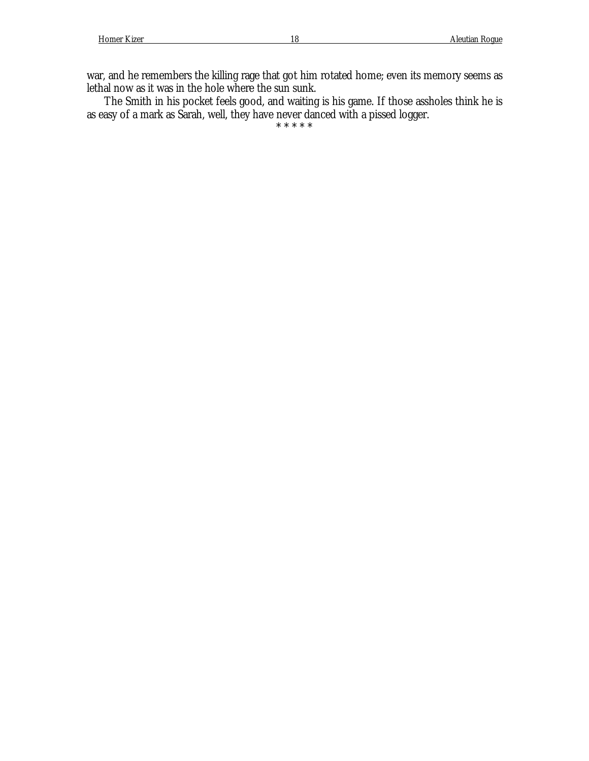war, and he remembers the killing rage that got him rotated home; even its memory seems as lethal now as it was in the hole where the sun sunk.

The Smith in his pocket feels good, and waiting is his game. If those assholes think he is as easy of a mark as Sarah, well, they have never danced with a pissed logger.

* * * * *